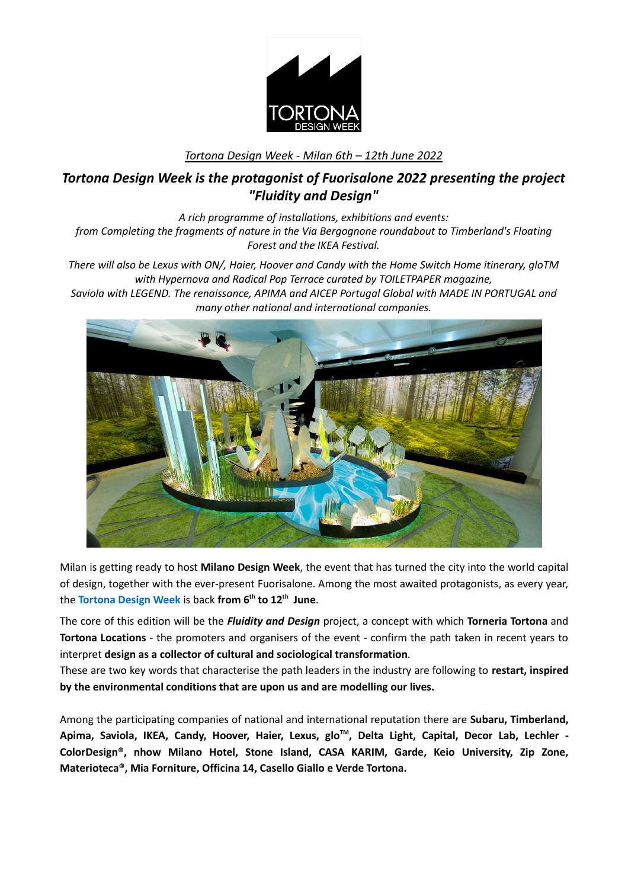*Tortona Design Week - Milan 6th – 12th June 2022*

## *Tortona Design Week is the protagonist of Fuorisalone 2022 presenting the project "Fluidity and Design"*

*A rich programme of installations, exhibitions and events: from Completing the fragments of nature in the Via Bergognone roundabout to Timberland's Floating Forest and the IKEA Festival.*

*There will also be Lexus with ON/, Haier, Hoover and Candy with the Home Switch Home itinerary, gloTM with Hypernova and Radical Pop Terrace curated by TOILETPAPER magazine, Saviola with LEGEND. The renaissance, APIMA and AICEP Portugal Global with MADE IN PORTUGAL and many other national and international companies.*

Milan is getting ready to host **Milano Design Week**, the event that has turned the city into the world capital of design, together with the ever-present Fuorisalone. Among the most awaited protagonists, as every year, the **Tortona Design Week** is back **from 6th to 12th June**.

The core of this edition will be the ***Fluidity and Design*** project, a concept with which **Torneria Tortona** and **Tortona Locations** - the promoters and organisers of the event - confirm the path taken in recent years to interpret **design as a collector of cultural and sociological transformation**.
These are two key words that characterise the path leaders in the industry are following to **restart, inspired by the environmental conditions that are upon us and are modelling our lives.**

Among the participating companies of national and international reputation there are **Subaru, Timberland, Apima, Saviola, IKEA, Candy, Hoover, Haier, Lexus, glo™, Delta Light, Capital, Decor Lab, Lechler - ColorDesign®, nhow Milano Hotel, Stone Island, CASA KARIM, Garde, Keio University, Zip Zone, Materioteca®, Mia Forniture, Officina 14, Casello Giallo e Verde Tortona.**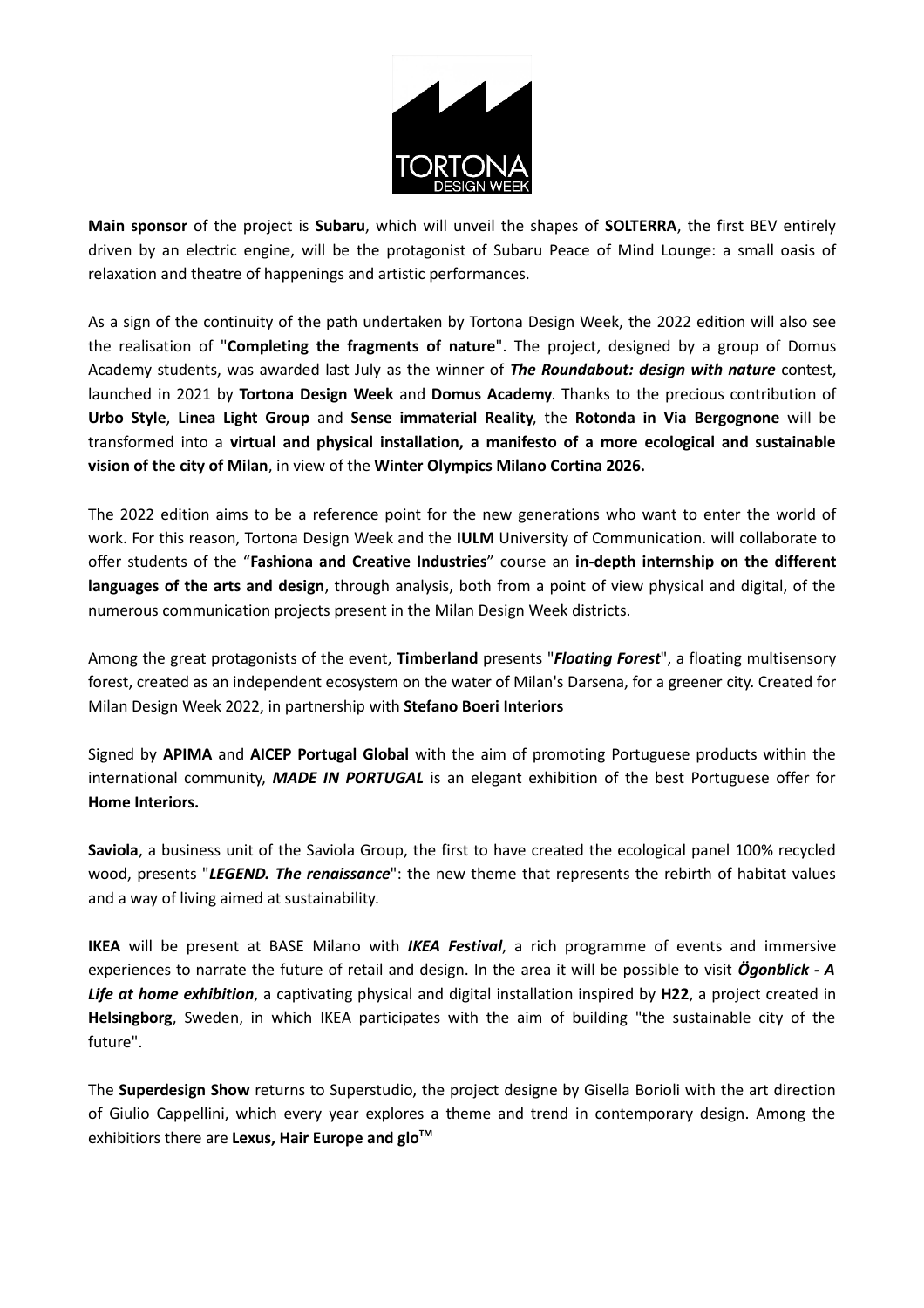**Main sponsor** of the project is **Subaru**, which will unveil the shapes of **SOLTERRA**, the first BEV entirely driven by an electric engine, will be the protagonist of Subaru Peace of Mind Lounge: a small oasis of relaxation and theatre of happenings and artistic performances.

As a sign of the continuity of the path undertaken by Tortona Design Week, the 2022 edition will also see the realisation of "**Completing the fragments of nature**". The project, designed by a group of Domus Academy students, was awarded last July as the winner of ***The Roundabout: design with nature*** contest, launched in 2021 by **Tortona Design Week** and **Domus Academy**. Thanks to the precious contribution of **Urbo Style**, **Linea Light Group** and **Sense immaterial Reality**, the **Rotonda in Via Bergognone** will be transformed into a **virtual and physical installation, a manifesto of a more ecological and sustainable vision of the city of Milan**, in view of the **Winter Olympics Milano Cortina 2026.**

The 2022 edition aims to be a reference point for the new generations who want to enter the world of work. For this reason, Tortona Design Week and the **IULM** University of Communication. will collaborate to offer students of the "**Fashiona and Creative Industries**" course an **in-depth internship on the different languages of the arts and design**, through analysis, both from a point of view physical and digital, of the numerous communication projects present in the Milan Design Week districts.

Among the great protagonists of the event, **Timberland** presents "***Floating Forest***", a floating multisensory forest, created as an independent ecosystem on the water of Milan's Darsena, for a greener city. Created for Milan Design Week 2022, in partnership with **Stefano Boeri Interiors**

Signed by **APIMA** and **AICEP Portugal Global** with the aim of promoting Portuguese products within the international community, ***MADE IN PORTUGAL*** is an elegant exhibition of the best Portuguese offer for **Home Interiors.**

**Saviola**, a business unit of the Saviola Group, the first to have created the ecological panel 100% recycled wood, presents "***LEGEND. The renaissance***": the new theme that represents the rebirth of habitat values and a way of living aimed at sustainability.

**IKEA** will be present at BASE Milano with ***IKEA Festival***, a rich programme of events and immersive experiences to narrate the future of retail and design. In the area it will be possible to visit ***Ögonblick - A Life at home exhibition***, a captivating physical and digital installation inspired by **H22**, a project created in **Helsingborg**, Sweden, in which IKEA participates with the aim of building "the sustainable city of the future".

The **Superdesign Show** returns to Superstudio, the project designe by Gisella Borioli with the art direction of Giulio Cappellini, which every year explores a theme and trend in contemporary design. Among the exhibitiors there are **Lexus, Hair Europe and glo™**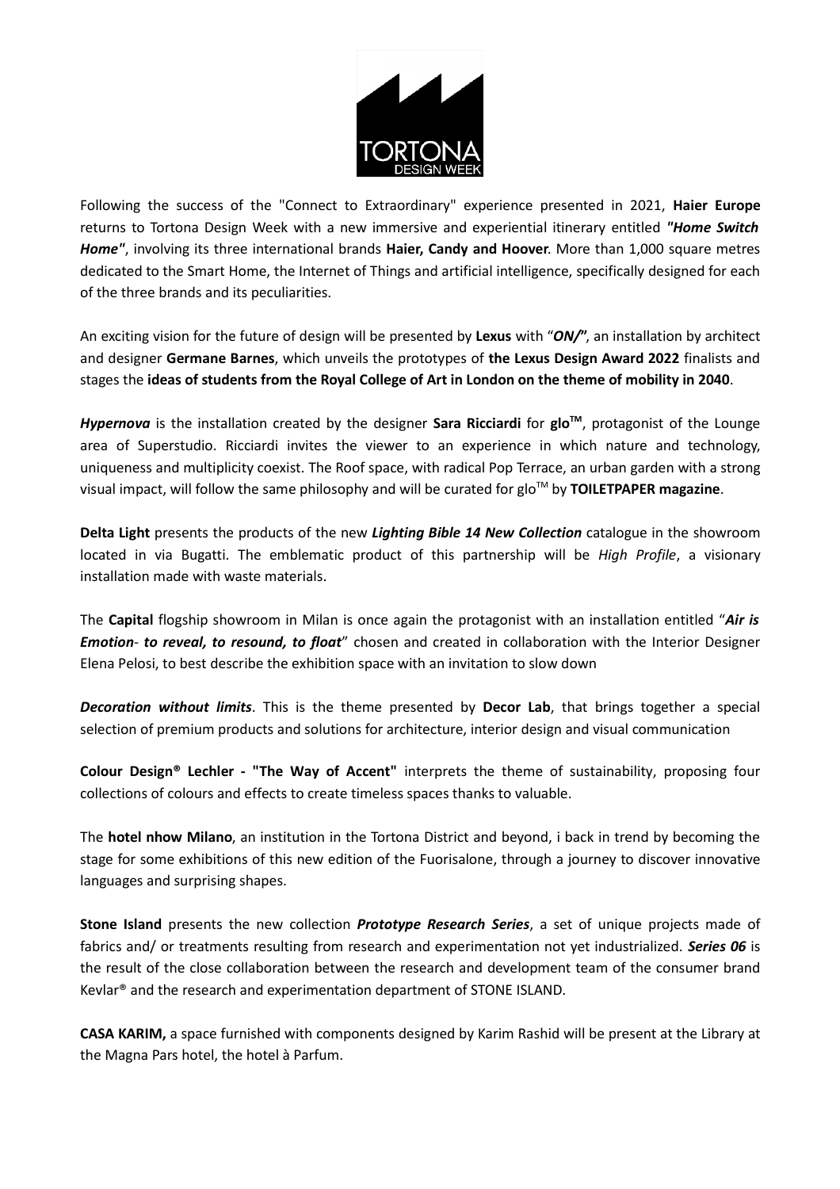Following the success of the "Connect to Extraordinary" experience presented in 2021, **Haier Europe** returns to Tortona Design Week with a new immersive and experiential itinerary entitled ***"Home Switch Home"***, involving its three international brands **Haier, Candy and Hoover**. More than 1,000 square metres dedicated to the Smart Home, the Internet of Things and artificial intelligence, specifically designed for each of the three brands and its peculiarities.

An exciting vision for the future of design will be presented by **Lexus** with "***ON/***", an installation by architect and designer **Germane Barnes**, which unveils the prototypes of **the Lexus Design Award 2022** finalists and stages the **ideas of students from the Royal College of Art in London on the theme of mobility in 2040**.

***Hypernova*** is the installation created by the designer **Sara Ricciardi** for **glo™**, protagonist of the Lounge area of Superstudio. Ricciardi invites the viewer to an experience in which nature and technology, uniqueness and multiplicity coexist. The Roof space, with radical Pop Terrace, an urban garden with a strong visual impact, will follow the same philosophy and will be curated for glo™ by **TOILETPAPER magazine**.

**Delta Light** presents the products of the new ***Lighting Bible 14 New Collection*** catalogue in the showroom located in via Bugatti. The emblematic product of this partnership will be *High Profile*, a visionary installation made with waste materials.

The **Capital** flogship showroom in Milan is once again the protagonist with an installation entitled "***Air is Emotion***- ***to reveal, to resound, to float***" chosen and created in collaboration with the Interior Designer Elena Pelosi, to best describe the exhibition space with an invitation to slow down

***Decoration without limits***. This is the theme presented by **Decor Lab**, that brings together a special selection of premium products and solutions for architecture, interior design and visual communication

**Colour Design® Lechler - "The Way of Accent"** interprets the theme of sustainability, proposing four collections of colours and effects to create timeless spaces thanks to valuable.

The **hotel nhow Milano**, an institution in the Tortona District and beyond, i back in trend by becoming the stage for some exhibitions of this new edition of the Fuorisalone, through a journey to discover innovative languages and surprising shapes.

**Stone Island** presents the new collection ***Prototype Research Series***, a set of unique projects made of fabrics and/ or treatments resulting from research and experimentation not yet industrialized. ***Series 06*** is the result of the close collaboration between the research and development team of the consumer brand Kevlar® and the research and experimentation department of STONE ISLAND.

**CASA KARIM,** a space furnished with components designed by Karim Rashid will be present at the Library at the Magna Pars hotel, the hotel à Parfum.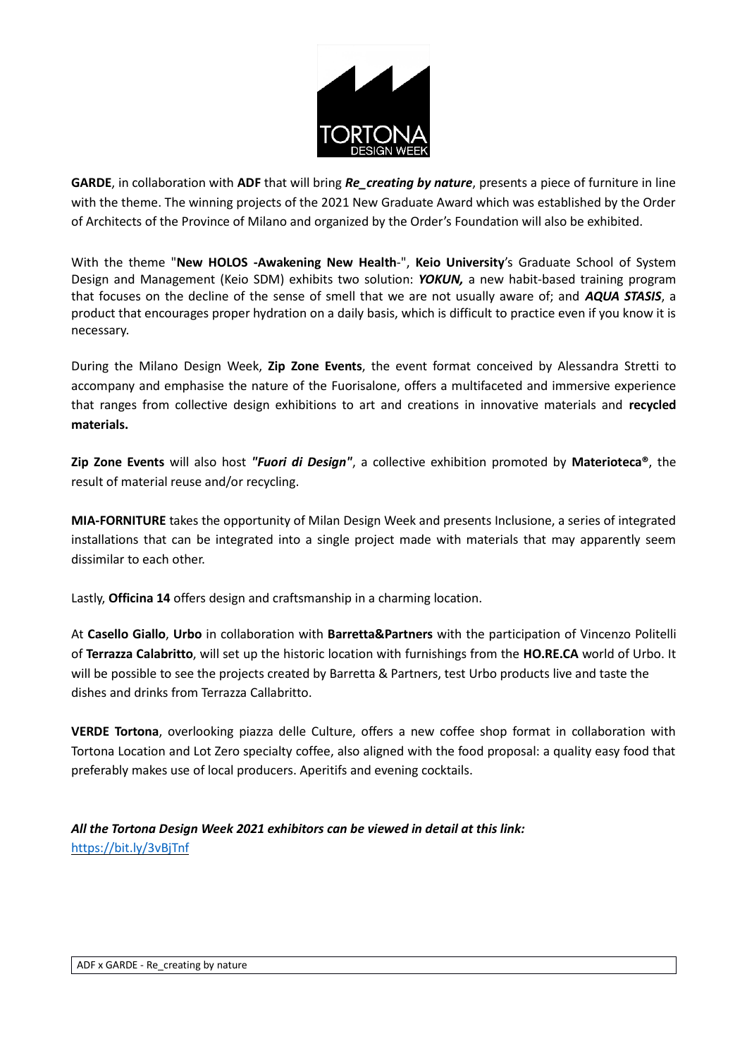**GARDE**, in collaboration with **ADF** that will bring ***Re_creating by nature***, presents a piece of furniture in line with the theme. The winning projects of the 2021 New Graduate Award which was established by the Order of Architects of the Province of Milano and organized by the Order's Foundation will also be exhibited.

With the theme "**New HOLOS -Awakening New Health**-", **Keio University**'s Graduate School of System Design and Management (Keio SDM) exhibits two solution: ***YOKUN,*** a new habit-based training program that focuses on the decline of the sense of smell that we are not usually aware of; and ***AQUA STASIS***, a product that encourages proper hydration on a daily basis, which is difficult to practice even if you know it is necessary.

During the Milano Design Week, **Zip Zone Events**, the event format conceived by Alessandra Stretti to accompany and emphasise the nature of the Fuorisalone, offers a multifaceted and immersive experience that ranges from collective design exhibitions to art and creations in innovative materials and **recycled materials.**

**Zip Zone Events** will also host ***"Fuori di Design"***, a collective exhibition promoted by **Materioteca®**, the result of material reuse and/or recycling.

**MIA-FORNITURE** takes the opportunity of Milan Design Week and presents Inclusione, a series of integrated installations that can be integrated into a single project made with materials that may apparently seem dissimilar to each other.

Lastly, **Officina 14** offers design and craftsmanship in a charming location.

At **Casello Giallo**, **Urbo** in collaboration with **Barretta&Partners** with the participation of Vincenzo Politelli of **Terrazza Calabritto**, will set up the historic location with furnishings from the **HO.RE.CA** world of Urbo. It will be possible to see the projects created by Barretta & Partners, test Urbo products live and taste the dishes and drinks from Terrazza Callabritto.

**VERDE Tortona**, overlooking piazza delle Culture, offers a new coffee shop format in collaboration with Tortona Location and Lot Zero specialty coffee, also aligned with the food proposal: a quality easy food that preferably makes use of local producers. Aperitifs and evening cocktails.

***All the Tortona Design Week 2021 exhibitors can be viewed in detail at this link:***
https://bit.ly/3vBjTnf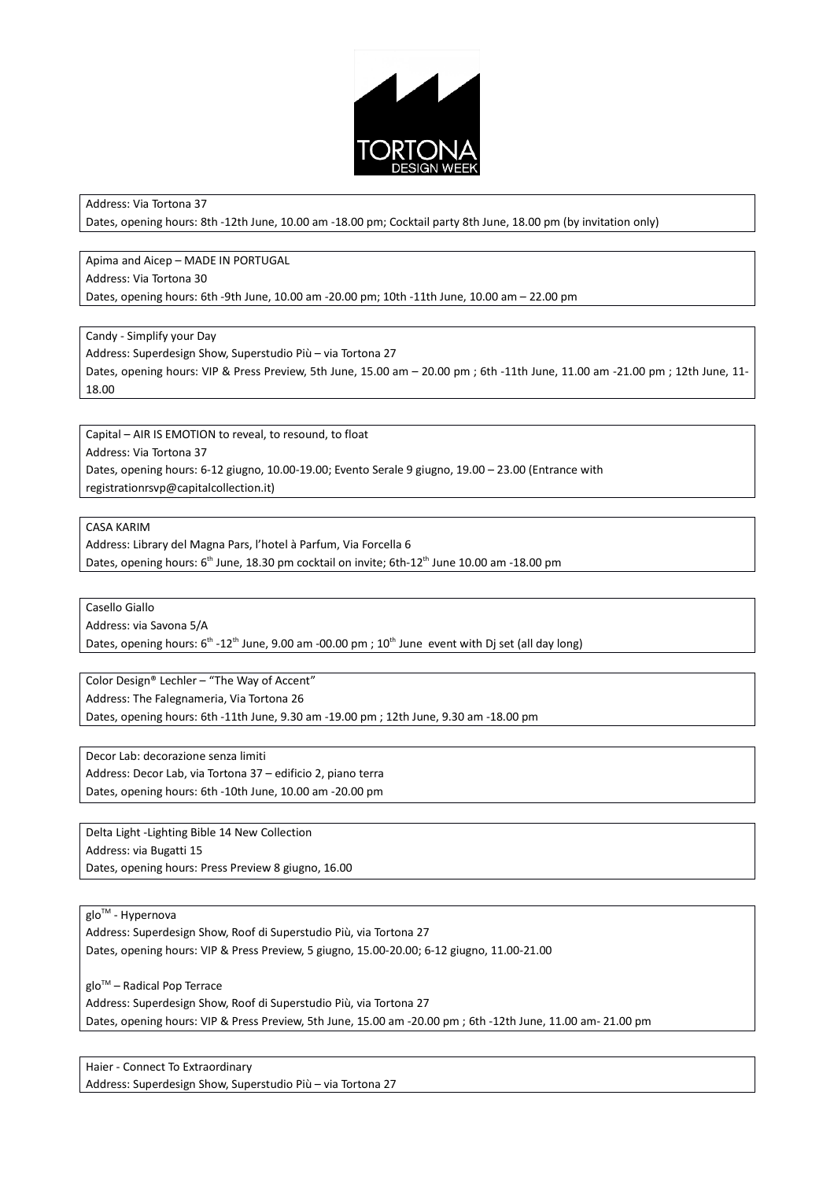Address: Via Tortona 37
Dates, opening hours: 8th -12th June, 10.00 am -18.00 pm; Cocktail party 8th June, 18.00 pm (by invitation only)

Apima and Aicep – MADE IN PORTUGAL
Address: Via Tortona 30
Dates, opening hours: 6th -9th June, 10.00 am -20.00 pm; 10th -11th June, 10.00 am – 22.00 pm

Candy - Simplify your Day
Address: Superdesign Show, Superstudio Più – via Tortona 27
Dates, opening hours: VIP & Press Preview, 5th June, 15.00 am – 20.00 pm ; 6th -11th June, 11.00 am -21.00 pm ; 12th June, 11-18.00

Capital – AIR IS EMOTION to reveal, to resound, to float
Address: Via Tortona 37
Dates, opening hours: 6-12 giugno, 10.00-19.00; Evento Serale 9 giugno, 19.00 – 23.00 (Entrance with registrationrsvp@capitalcollection.it)

CASA KARIM
Address: Library del Magna Pars, l'hotel à Parfum, Via Forcella 6
Dates, opening hours: 6th June, 18.30 pm cocktail on invite; 6th-12th June 10.00 am -18.00 pm

Casello Giallo
Address: via Savona 5/A
Dates, opening hours: 6th -12th June, 9.00 am -00.00 pm ; 10th June event with Dj set (all day long)

Color Design® Lechler – "The Way of Accent"
Address: The Falegnameria, Via Tortona 26
Dates, opening hours: 6th -11th June, 9.30 am -19.00 pm ; 12th June, 9.30 am -18.00 pm

Decor Lab: decorazione senza limiti
Address: Decor Lab, via Tortona 37 – edificio 2, piano terra
Dates, opening hours: 6th -10th June, 10.00 am -20.00 pm

Delta Light -Lighting Bible 14 New Collection
Address: via Bugatti 15
Dates, opening hours: Press Preview 8 giugno, 16.00

glo™ - Hypernova
Address: Superdesign Show, Roof di Superstudio Più, via Tortona 27
Dates, opening hours: VIP & Press Preview, 5 giugno, 15.00-20.00; 6-12 giugno, 11.00-21.00

glo™ – Radical Pop Terrace
Address: Superdesign Show, Roof di Superstudio Più, via Tortona 27
Dates, opening hours: VIP & Press Preview, 5th June, 15.00 am -20.00 pm ; 6th -12th June, 11.00 am- 21.00 pm

Haier - Connect To Extraordinary
Address: Superdesign Show, Superstudio Più – via Tortona 27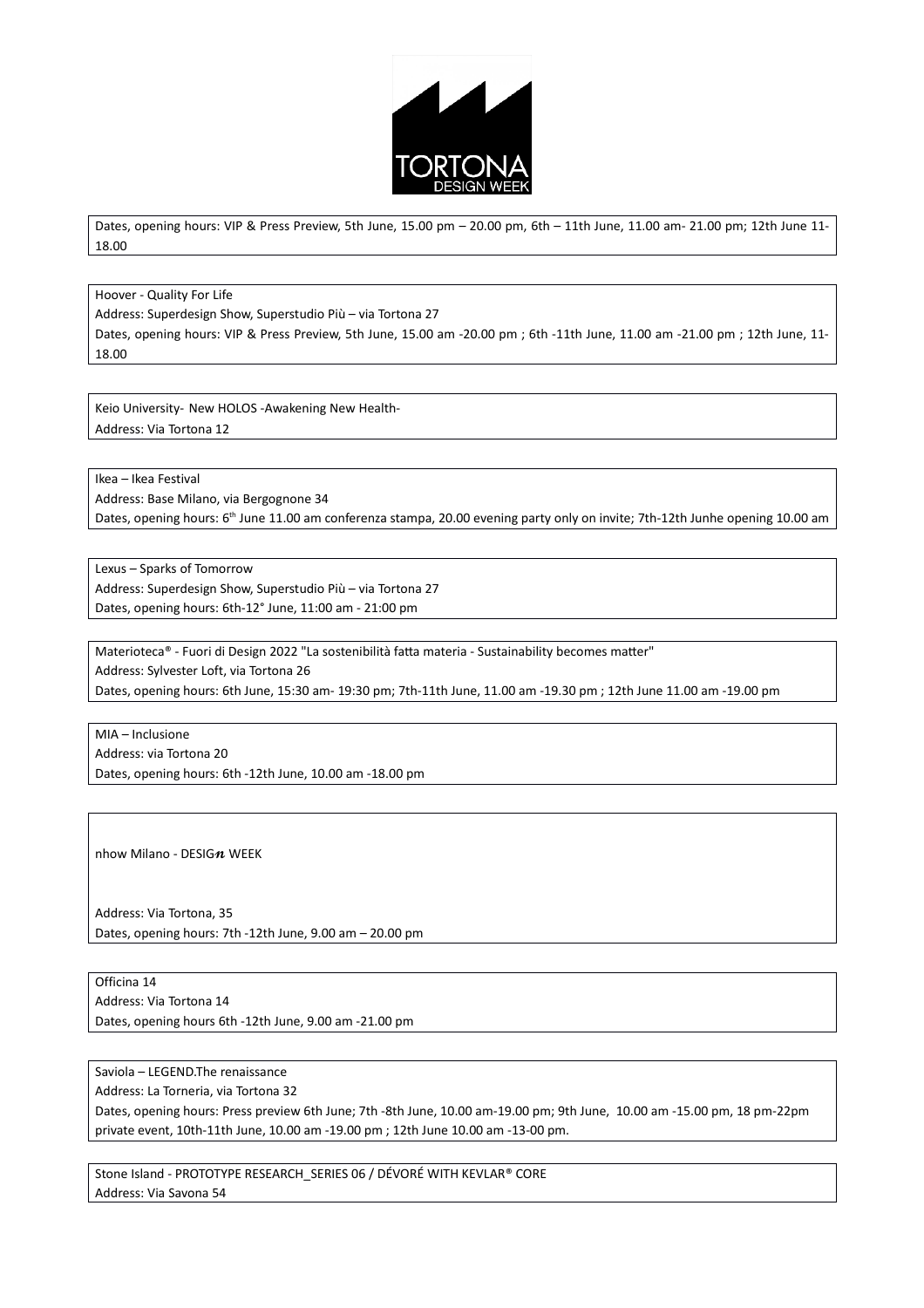Dates, opening hours: VIP & Press Preview, 5th June, 15.00 pm – 20.00 pm, 6th – 11th June, 11.00 am- 21.00 pm; 12th June 11-18.00

Hoover - Quality For Life
Address: Superdesign Show, Superstudio Più – via Tortona 27
Dates, opening hours: VIP & Press Preview, 5th June, 15.00 am -20.00 pm ; 6th -11th June, 11.00 am -21.00 pm ; 12th June, 11-18.00

Keio University- New HOLOS -Awakening New Health-
Address: Via Tortona 12

Ikea – Ikea Festival
Address: Base Milano, via Bergognone 34
Dates, opening hours: 6th June 11.00 am conferenza stampa, 20.00 evening party only on invite; 7th-12th Junhe opening 10.00 am

Lexus – Sparks of Tomorrow
Address: Superdesign Show, Superstudio Più – via Tortona 27
Dates, opening hours: 6th-12° June, 11:00 am - 21:00 pm

Materioteca® - Fuori di Design 2022 "La sostenibilità fatta materia - Sustainability becomes matter"
Address: Sylvester Loft, via Tortona 26
Dates, opening hours: 6th June, 15:30 am- 19:30 pm; 7th-11th June, 11.00 am -19.30 pm ; 12th June 11.00 am -19.00 pm

MIA – Inclusione
Address: via Tortona 20
Dates, opening hours: 6th -12th June, 10.00 am -18.00 pm

nhow Milano - DESIG*n* WEEK

Address: Via Tortona, 35
Dates, opening hours: 7th -12th June, 9.00 am – 20.00 pm

Officina 14
Address: Via Tortona 14
Dates, opening hours 6th -12th June, 9.00 am -21.00 pm

Saviola – LEGEND.The renaissance
Address: La Torneria, via Tortona 32
Dates, opening hours: Press preview 6th June; 7th -8th June, 10.00 am-19.00 pm; 9th June, 10.00 am -15.00 pm, 18 pm-22pm private event, 10th-11th June, 10.00 am -19.00 pm ; 12th June 10.00 am -13-00 pm.

Stone Island - PROTOTYPE RESEARCH_SERIES 06 / DÉVORÉ WITH KEVLAR® CORE
Address: Via Savona 54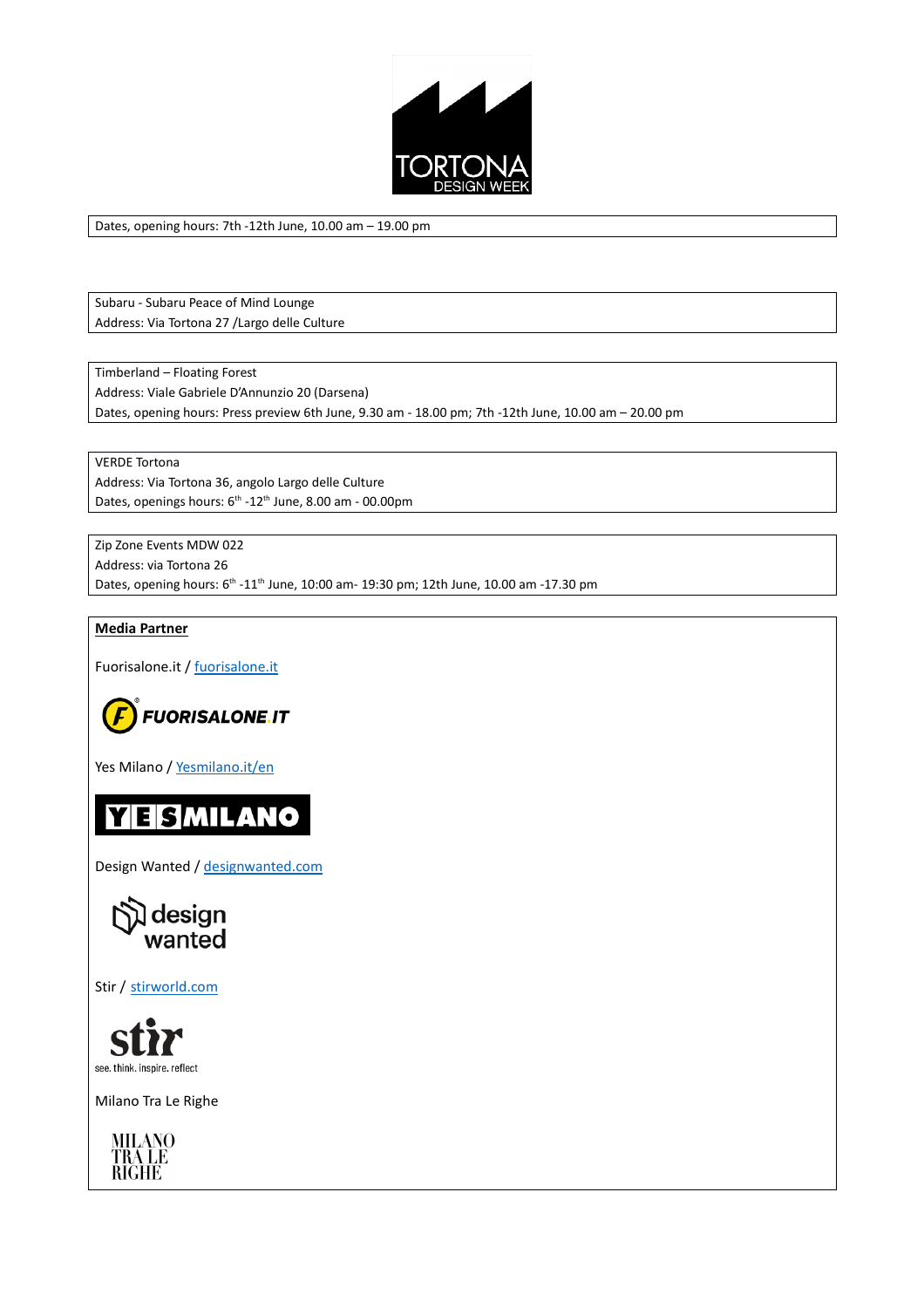Dates, opening hours: 7th -12th June, 10.00 am – 19.00 pm

Subaru - Subaru Peace of Mind Lounge
Address: Via Tortona 27 /Largo delle Culture

Timberland – Floating Forest
Address: Viale Gabriele D'Annunzio 20 (Darsena)
Dates, opening hours: Press preview 6th June, 9.30 am - 18.00 pm; 7th -12th June, 10.00 am – 20.00 pm

VERDE Tortona
Address: Via Tortona 36, angolo Largo delle Culture
Dates, openings hours: 6th -12th June, 8.00 am - 00.00pm

Zip Zone Events MDW 022
Address: via Tortona 26
Dates, opening hours: 6th -11th June, 10:00 am- 19:30 pm; 12th June, 10.00 am -17.30 pm

**Media Partner**

Fuorisalone.it / fuorisalone.it

Yes Milano / Yesmilano.it/en

Design Wanted / designwanted.com

Stir / stirworld.com

Milano Tra Le Righe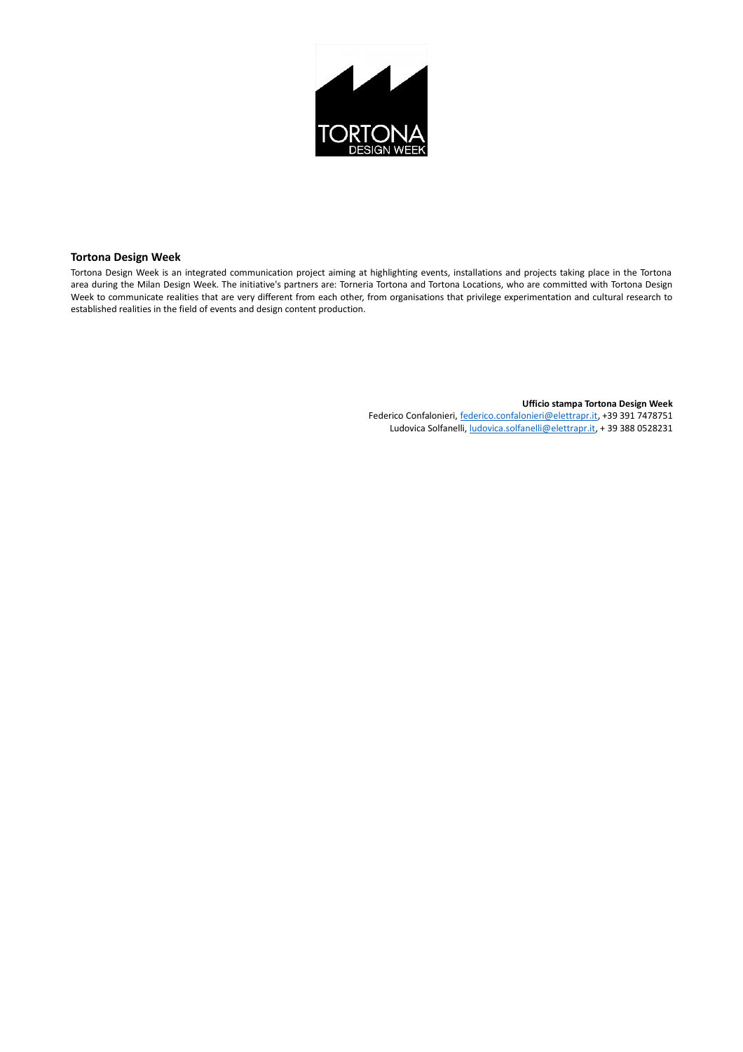## Tortona Design Week

Tortona Design Week is an integrated communication project aiming at highlighting events, installations and projects taking place in the Tortona area during the Milan Design Week. The initiative's partners are: Torneria Tortona and Tortona Locations, who are committed with Tortona Design Week to communicate realities that are very different from each other, from organisations that privilege experimentation and cultural research to established realities in the field of events and design content production.

**Ufficio stampa Tortona Design Week**
Federico Confalonieri, federico.confalonieri@elettrapr.it, +39 391 7478751
Ludovica Solfanelli, ludovica.solfanelli@elettrapr.it, + 39 388 0528231